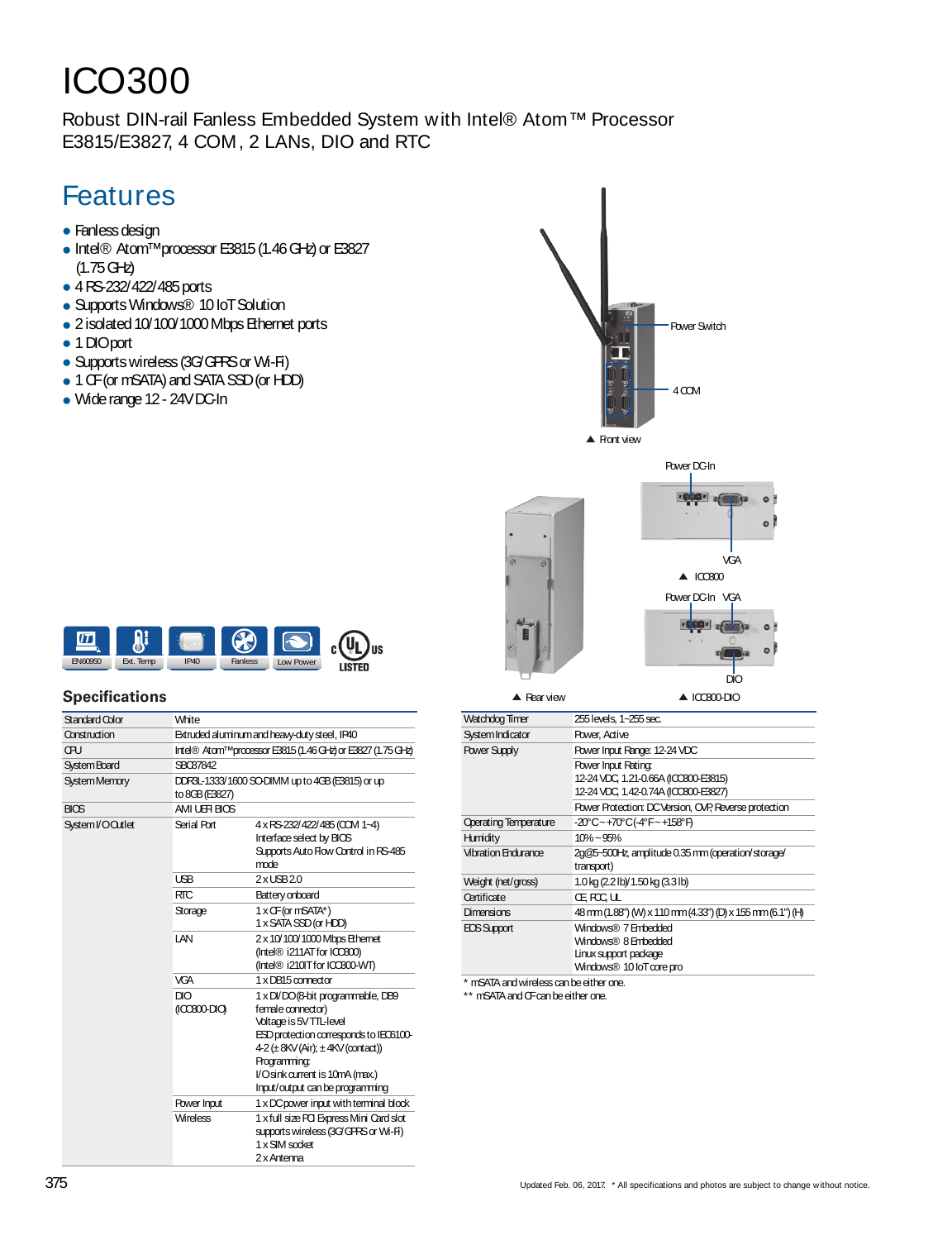# ICO300

Robust DIN-rail Fanless Embedded System with Intel® Atom™ Processor E3815/E3827, 4 COM, 2 LANs, DIO and RTC

## Features

- Fanless design
- Intel® Atom™ processor E3815 (1.46 GHz) or E3827 (1.75 GHz)
- 4 RS-232/422/485 ports
- Supports Windows® 10 IoT Solution
- 2 isolated 10/100/1000 Mbps Ethernet ports
- 1 DIO port
- Supports wireless (3G/GPRS or Wi-Fi)
- 1 CF (or mSATA) and SATA SSD (or HDD)
- Wide range 12 - 24V DC-In

Power Switch

4 COM

▲ Front view

Power DC-In

VGA

▲ ICO300

Power DC-In VGA

DIO

▲ Rear view

▲ ICO300-DIO

EN60950 | Ext. Temp | IP40 | Fanless | Low Power | c UL us LISTED

## Specifications

| | | |
|---|---|---|
| Standard Color | White | |
| Construction | Extruded aluminum and heavy-duty steel, IP40 | |
| CPU | Intel® Atom™ processor E3815 (1.46 GHz) or E3827 (1.75 GHz) | |
| System Board | SBC87842 | |
| System Memory | DDR3L-1333/1600 SO-DIMM up to 4GB (E3815) or up to 8GB (E3827) | |
| BIOS | AMI UEFI BIOS | |
| System I/O Outlet | Serial Port | 4 x RS-232/422/485 (COM 1~4)<br>Interface select by BIOS<br>Supports Auto Flow Control in RS-485 mode |
| | USB | 2 x USB 2.0 |
| | RTC | Battery onboard |
| | Storage | 1 x CF (or mSATA*)<br>1 x SATA SSD (or HDD) |
| | LAN | 2 x 10/100/1000 Mbps Ethernet<br>(Intel® i211AT for ICO300)<br>(Intel® i210IT for ICO300-WT) |
| | VGA | 1 x DB15 connector |
| | DIO (ICO300-DIO) | 1 x DI/DO (8-bit programmable, DB9 female connector)<br>Voltage is 5V TTL-level<br>ESD protection corresponds to IEC6100-4-2 (± 8KV (Air); ± 4KV (contact))<br>Programming:<br>I/O sink current is 10mA (max.)<br>Input/output can be programming |
| | Power Input | 1 x DC power input with terminal block |
| | Wireless | 1 x full size PCI Express Mini Card slot supports wireless (3G/GPRS or Wi-Fi)<br>1 x SIM socket<br>2 x Antenna |
| Watchdog Timer | 255 levels, 1~255 sec. | |
| System Indicator | Power, Active | |
| Power Supply | Power Input Range: 12-24 VDC | |
| | Power Input Rating:<br>12-24 VDC, 1.21-0.66A (ICO300-E3815)<br>12-24 VDC, 1.42-0.74A (ICO300-E3827) | |
| | Power Protection: DC Version, OVP, Reverse protection | |
| Operating Temperature | -20°C ~ +70°C (-4°F ~ +158°F) | |
| Humidity | 10% ~ 95% | |
| Vibration Endurance | 2g@5~500Hz, amplitude 0.35 mm (operation/storage/transport) | |
| Weight (net/gross) | 1.0 kg (2.2 lb)/1.50 kg (3.3 lb) | |
| Certificate | CE, FCC, UL | |
| Dimensions | 48 mm (1.88") (W) x 110 mm (4.33") (D) x 155 mm (6.1") (H) | |
| EOS Support | Windows® 7 Embedded<br>Windows® 8 Embedded<br>Linux support package<br>Windows® 10 IoT core pro | |

\* mSATA and wireless can be either one.
\*\* mSATA and CF can be either one.

Updated Feb. 06, 2017. * All specifications and photos are subject to change without notice.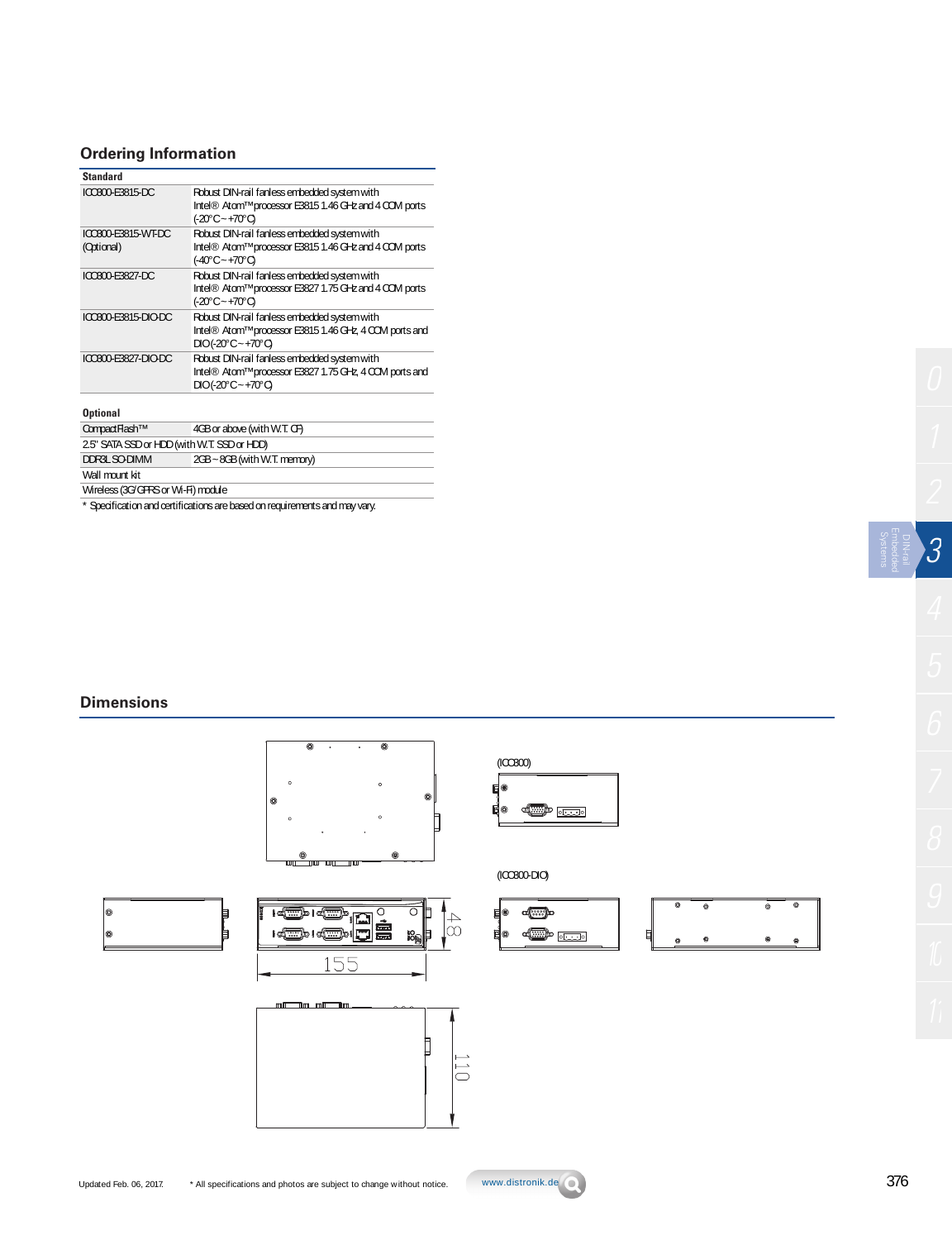## Ordering Information

| Standard | |
|---|---|
| ICO300-E3815-DC | Robust DIN-rail fanless embedded system with Intel® Atom™ processor E3815 1.46 GHz and 4 COM ports (-20°C ~ +70°C) |
| ICO300-E3815-WT-DC (Optional) | Robust DIN-rail fanless embedded system with Intel® Atom™ processor E3815 1.46 GHz and 4 COM ports (-40°C ~ +70°C) |
| ICO300-E3827-DC | Robust DIN-rail fanless embedded system with Intel® Atom™ processor E3827 1.75 GHz and 4 COM ports (-20°C ~ +70°C) |
| ICO300-E3815-DIO-DC | Robust DIN-rail fanless embedded system with Intel® Atom™ processor E3815 1.46 GHz, 4 COM ports and DIO (-20°C ~ +70°C) |
| ICO300-E3827-DIO-DC | Robust DIN-rail fanless embedded system with Intel® Atom™ processor E3827 1.75 GHz, 4 COM ports and DIO (-20°C ~ +70°C) |

| Optional | |
|---|---|
| CompactFlash™ | 4GB or above (with W.T. CF) |
| 2.5" SATA SSD or HDD (with W.T. SSD or HDD) | |
| DDR3L SO-DIMM | 2GB ~ 8GB (with W.T. memory) |
| Wall mount kit | |
| Wireless (3G/GPRS or Wi-Fi) module | |

* Specification and certifications are based on requirements and may vary.

## Dimensions

(ICO300)

(ICO300-DIO)

48

155

110

Updated Feb. 06, 2017. * All specifications and photos are subject to change without notice.